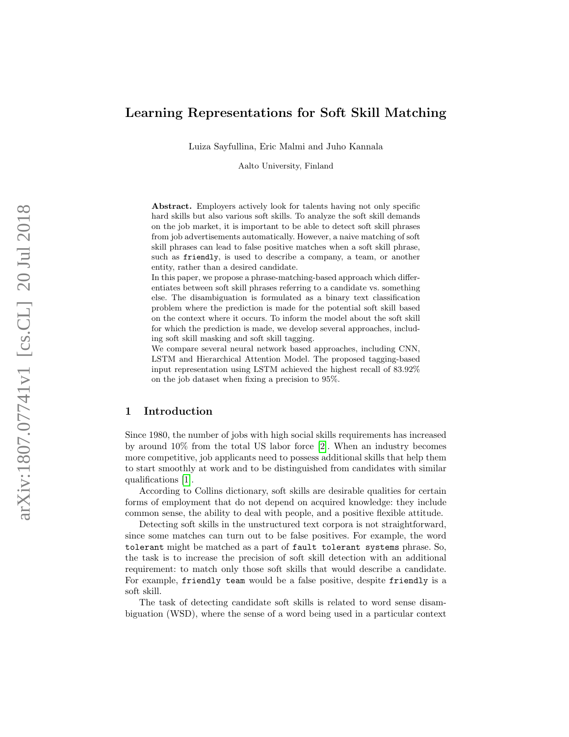# Learning Representations for Soft Skill Matching

Luiza Sayfullina, Eric Malmi and Juho Kannala

Aalto University, Finland

**Abstract.** Employers actively look for talents having not only specific hard skills but also various soft skills. To analyze the soft skill demands on the job market, it is important to be able to detect soft skill phrases from job advertisements automatically. However, a naive matching of soft skill phrases can lead to false positive matches when a soft skill phrase, such as `friendly`, is used to describe a company, a team, or another entity, rather than a desired candidate.

In this paper, we propose a phrase-matching-based approach which differentiates between soft skill phrases referring to a candidate vs. something else. The disambiguation is formulated as a binary text classification problem where the prediction is made for the potential soft skill based on the context where it occurs. To inform the model about the soft skill for which the prediction is made, we develop several approaches, including soft skill masking and soft skill tagging.

We compare several neural network based approaches, including CNN, LSTM and Hierarchical Attention Model. The proposed tagging-based input representation using LSTM achieved the highest recall of 83.92% on the job dataset when fixing a precision to 95%.

## 1 Introduction

Since 1980, the number of jobs with high social skills requirements has increased by around 10% from the total US labor force [2]. When an industry becomes more competitive, job applicants need to possess additional skills that help them to start smoothly at work and to be distinguished from candidates with similar qualifications [1].

According to Collins dictionary, soft skills are desirable qualities for certain forms of employment that do not depend on acquired knowledge: they include common sense, the ability to deal with people, and a positive flexible attitude.

Detecting soft skills in the unstructured text corpora is not straightforward, since some matches can turn out to be false positives. For example, the word `tolerant` might be matched as a part of `fault tolerant systems` phrase. So, the task is to increase the precision of soft skill detection with an additional requirement: to match only those soft skills that would describe a candidate. For example, `friendly team` would be a false positive, despite `friendly` is a soft skill.

The task of detecting candidate soft skills is related to word sense disambiguation (WSD), where the sense of a word being used in a particular context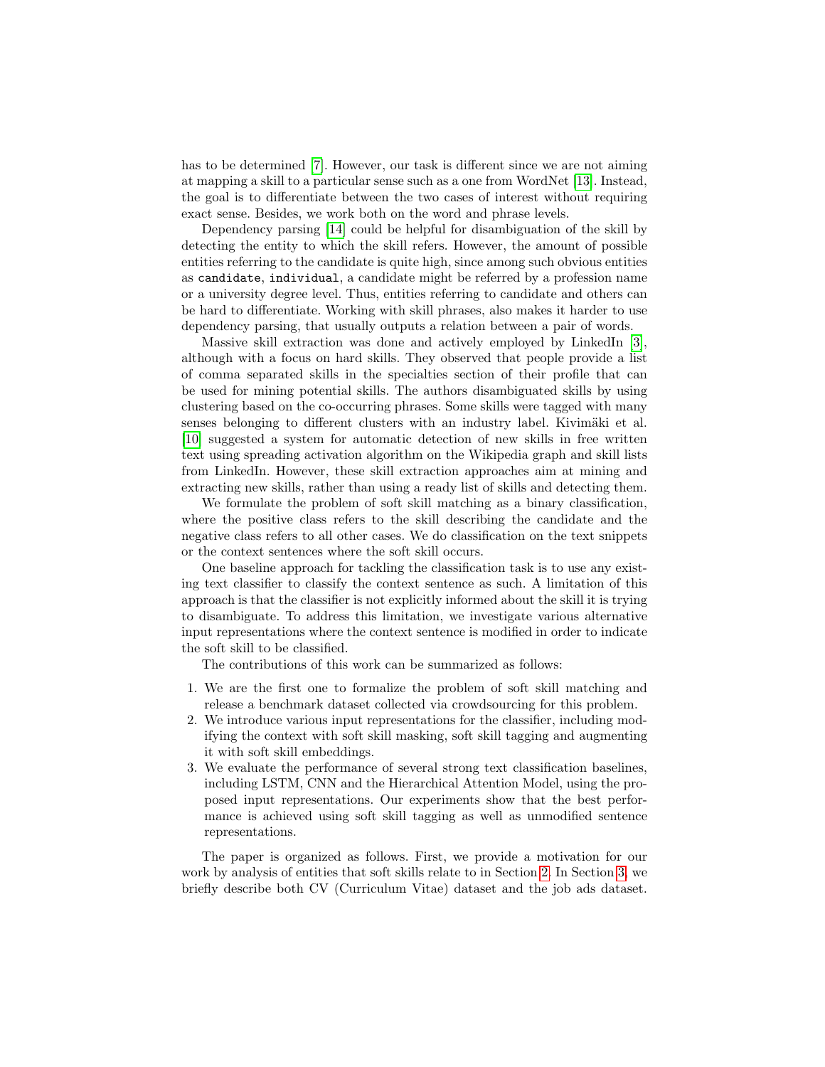has to be determined [7]. However, our task is different since we are not aiming at mapping a skill to a particular sense such as a one from WordNet [13]. Instead, the goal is to differentiate between the two cases of interest without requiring exact sense. Besides, we work both on the word and phrase levels.

Dependency parsing [14] could be helpful for disambiguation of the skill by detecting the entity to which the skill refers. However, the amount of possible entities referring to the candidate is quite high, since among such obvious entities as `candidate`, `individual`, a candidate might be referred by a profession name or a university degree level. Thus, entities referring to candidate and others can be hard to differentiate. Working with skill phrases, also makes it harder to use dependency parsing, that usually outputs a relation between a pair of words.

Massive skill extraction was done and actively employed by LinkedIn [3], although with a focus on hard skills. They observed that people provide a list of comma separated skills in the specialties section of their profile that can be used for mining potential skills. The authors disambiguated skills by using clustering based on the co-occurring phrases. Some skills were tagged with many senses belonging to different clusters with an industry label. Kivimäki et al. [10] suggested a system for automatic detection of new skills in free written text using spreading activation algorithm on the Wikipedia graph and skill lists from LinkedIn. However, these skill extraction approaches aim at mining and extracting new skills, rather than using a ready list of skills and detecting them.

We formulate the problem of soft skill matching as a binary classification, where the positive class refers to the skill describing the candidate and the negative class refers to all other cases. We do classification on the text snippets or the context sentences where the soft skill occurs.

One baseline approach for tackling the classification task is to use any existing text classifier to classify the context sentence as such. A limitation of this approach is that the classifier is not explicitly informed about the skill it is trying to disambiguate. To address this limitation, we investigate various alternative input representations where the context sentence is modified in order to indicate the soft skill to be classified.

The contributions of this work can be summarized as follows:

1. We are the first one to formalize the problem of soft skill matching and release a benchmark dataset collected via crowdsourcing for this problem.
2. We introduce various input representations for the classifier, including modifying the context with soft skill masking, soft skill tagging and augmenting it with soft skill embeddings.
3. We evaluate the performance of several strong text classification baselines, including LSTM, CNN and the Hierarchical Attention Model, using the proposed input representations. Our experiments show that the best performance is achieved using soft skill tagging as well as unmodified sentence representations.

The paper is organized as follows. First, we provide a motivation for our work by analysis of entities that soft skills relate to in Section 2. In Section 3, we briefly describe both CV (Curriculum Vitae) dataset and the job ads dataset.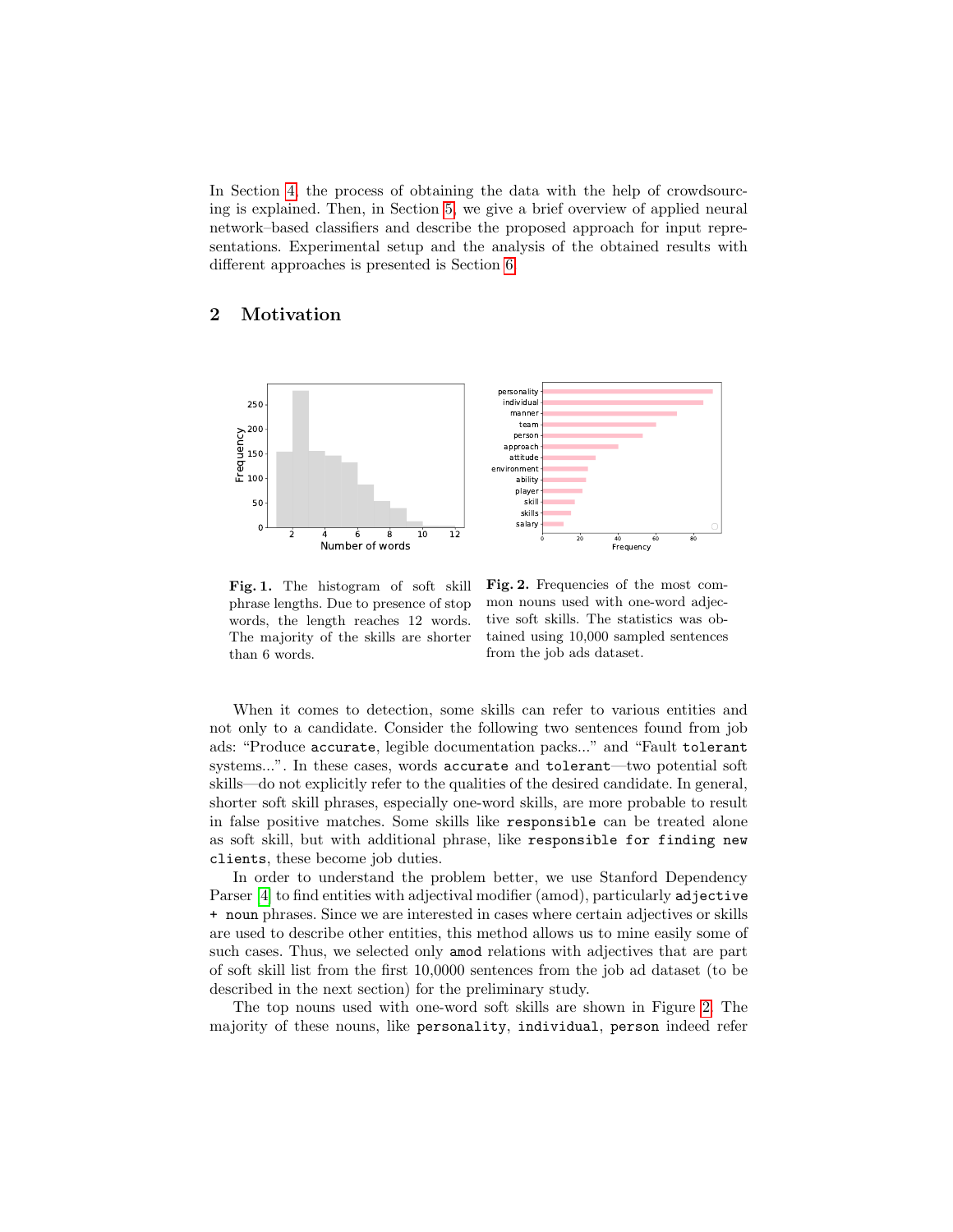In Section 4, the process of obtaining the data with the help of crowdsourcing is explained. Then, in Section 5, we give a brief overview of applied neural network–based classifiers and describe the proposed approach for input representations. Experimental setup and the analysis of the obtained results with different approaches is presented is Section 6.

## 2 Motivation

**Fig. 1.** The histogram of soft skill phrase lengths. Due to presence of stop words, the length reaches 12 words. The majority of the skills are shorter than 6 words.

**Fig. 2.** Frequencies of the most common nouns used with one-word adjective soft skills. The statistics was obtained using 10,000 sampled sentences from the job ads dataset.

When it comes to detection, some skills can refer to various entities and not only to a candidate. Consider the following two sentences found from job ads: "Produce `accurate`, legible documentation packs..." and "Fault `tolerant` systems...". In these cases, words `accurate` and `tolerant`—two potential soft skills—do not explicitly refer to the qualities of the desired candidate. In general, shorter soft skill phrases, especially one-word skills, are more probable to result in false positive matches. Some skills like `responsible` can be treated alone as soft skill, but with additional phrase, like `responsible for finding new clients`, these become job duties.

In order to understand the problem better, we use Stanford Dependency Parser [4] to find entities with adjectival modifier (amod), particularly `adjective + noun` phrases. Since we are interested in cases where certain adjectives or skills are used to describe other entities, this method allows us to mine easily some of such cases. Thus, we selected only `amod` relations with adjectives that are part of soft skill list from the first 10,0000 sentences from the job ad dataset (to be described in the next section) for the preliminary study.

The top nouns used with one-word soft skills are shown in Figure 2. The majority of these nouns, like `personality`, `individual`, `person` indeed refer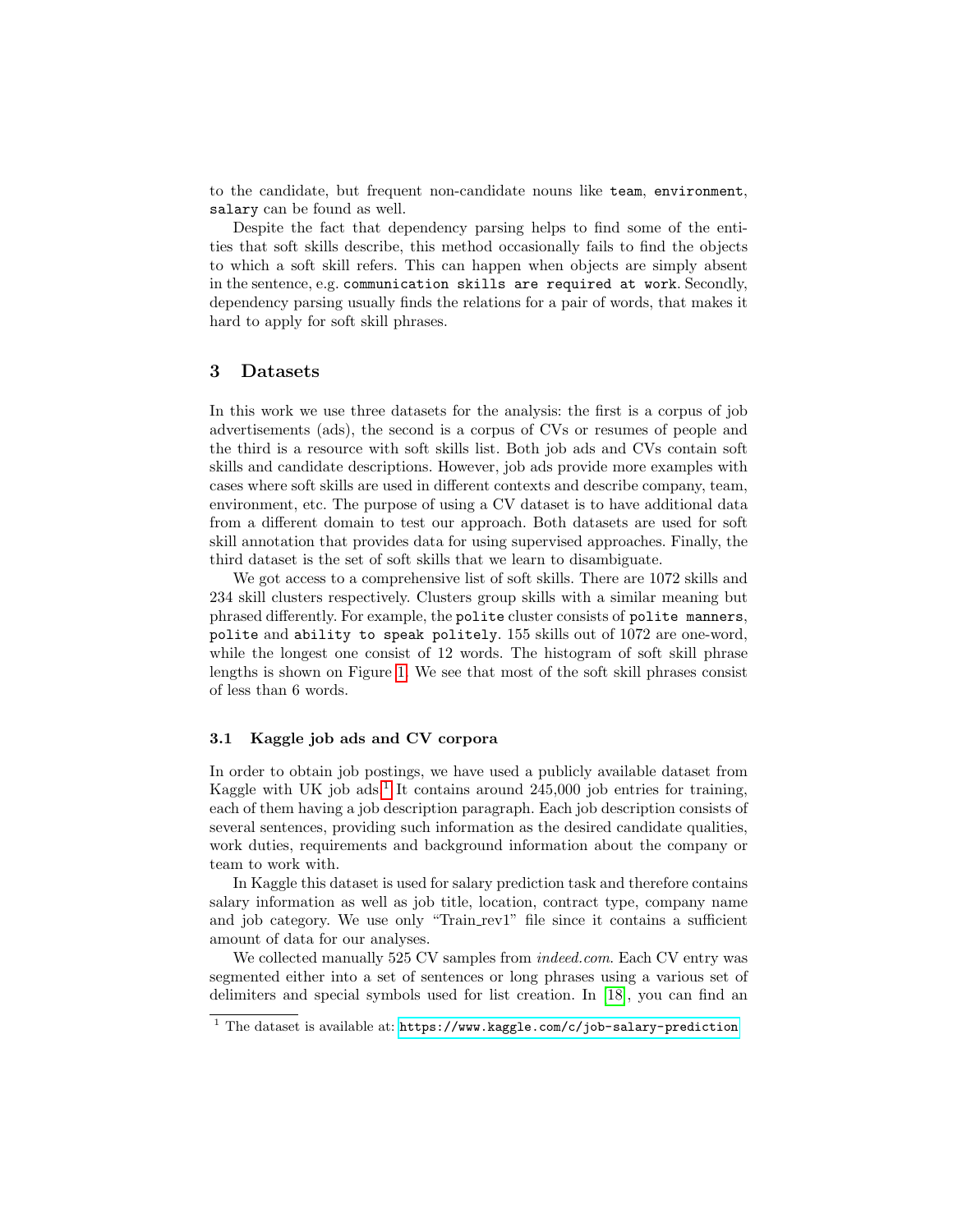to the candidate, but frequent non-candidate nouns like `team`, `environment`, `salary` can be found as well.

Despite the fact that dependency parsing helps to find some of the entities that soft skills describe, this method occasionally fails to find the objects to which a soft skill refers. This can happen when objects are simply absent in the sentence, e.g. `communication skills are required at work`. Secondly, dependency parsing usually finds the relations for a pair of words, that makes it hard to apply for soft skill phrases.

## 3 Datasets

In this work we use three datasets for the analysis: the first is a corpus of job advertisements (ads), the second is a corpus of CVs or resumes of people and the third is a resource with soft skills list. Both job ads and CVs contain soft skills and candidate descriptions. However, job ads provide more examples with cases where soft skills are used in different contexts and describe company, team, environment, etc. The purpose of using a CV dataset is to have additional data from a different domain to test our approach. Both datasets are used for soft skill annotation that provides data for using supervised approaches. Finally, the third dataset is the set of soft skills that we learn to disambiguate.

We got access to a comprehensive list of soft skills. There are 1072 skills and 234 skill clusters respectively. Clusters group skills with a similar meaning but phrased differently. For example, the `polite` cluster consists of `polite manners`, `polite` and `ability to speak politely`. 155 skills out of 1072 are one-word, while the longest one consist of 12 words. The histogram of soft skill phrase lengths is shown on Figure 1. We see that most of the soft skill phrases consist of less than 6 words.

### 3.1 Kaggle job ads and CV corpora

In order to obtain job postings, we have used a publicly available dataset from Kaggle with UK job ads.[1] It contains around 245,000 job entries for training, each of them having a job description paragraph. Each job description consists of several sentences, providing such information as the desired candidate qualities, work duties, requirements and background information about the company or team to work with.

In Kaggle this dataset is used for salary prediction task and therefore contains salary information as well as job title, location, contract type, company name and job category. We use only "Train_rev1" file since it contains a sufficient amount of data for our analyses.

We collected manually 525 CV samples from *indeed.com*. Each CV entry was segmented either into a set of sentences or long phrases using a various set of delimiters and special symbols used for list creation. In [18], you can find an

[1] The dataset is available at: https://www.kaggle.com/c/job-salary-prediction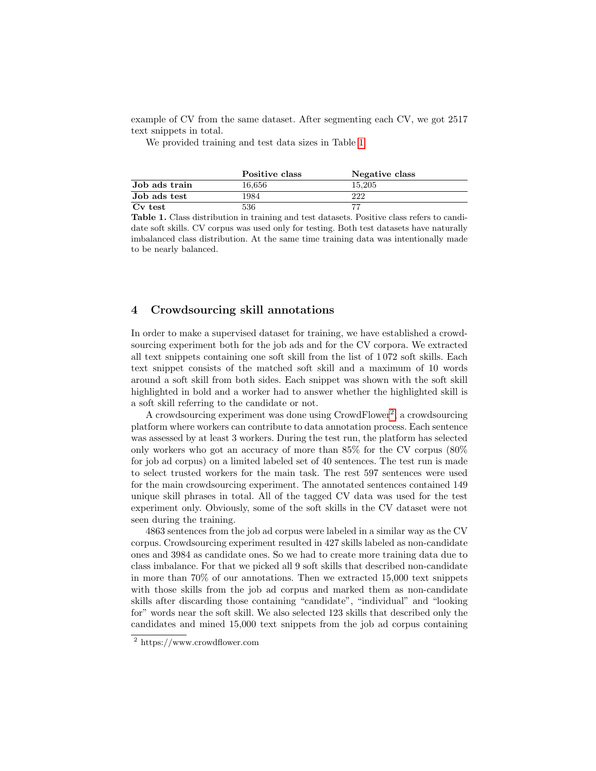example of CV from the same dataset. After segmenting each CV, we got 2517 text snippets in total.

We provided training and test data sizes in Table 1.

| | Positive class | Negative class |
|---|---|---|
| **Job ads train** | 16,656 | 15,205 |
| **Job ads test** | 1984 | 222 |
| **Cv test** | 536 | 77 |

**Table 1.** Class distribution in training and test datasets. Positive class refers to candidate soft skills. CV corpus was used only for testing. Both test datasets have naturally imbalanced class distribution. At the same time training data was intentionally made to be nearly balanced.

## 4 Crowdsourcing skill annotations

In order to make a supervised dataset for training, we have established a crowdsourcing experiment both for the job ads and for the CV corpora. We extracted all text snippets containing one soft skill from the list of 1 072 soft skills. Each text snippet consists of the matched soft skill and a maximum of 10 words around a soft skill from both sides. Each snippet was shown with the soft skill highlighted in bold and a worker had to answer whether the highlighted skill is a soft skill referring to the candidate or not.

A crowdsourcing experiment was done using CrowdFlower[2], a crowdsourcing platform where workers can contribute to data annotation process. Each sentence was assessed by at least 3 workers. During the test run, the platform has selected only workers who got an accuracy of more than 85% for the CV corpus (80% for job ad corpus) on a limited labeled set of 40 sentences. The test run is made to select trusted workers for the main task. The rest 597 sentences were used for the main crowdsourcing experiment. The annotated sentences contained 149 unique skill phrases in total. All of the tagged CV data was used for the test experiment only. Obviously, some of the soft skills in the CV dataset were not seen during the training.

4863 sentences from the job ad corpus were labeled in a similar way as the CV corpus. Crowdsourcing experiment resulted in 427 skills labeled as non-candidate ones and 3984 as candidate ones. So we had to create more training data due to class imbalance. For that we picked all 9 soft skills that described non-candidate in more than 70% of our annotations. Then we extracted 15,000 text snippets with those skills from the job ad corpus and marked them as non-candidate skills after discarding those containing "candidate", "individual" and "looking for" words near the soft skill. We also selected 123 skills that described only the candidates and mined 15,000 text snippets from the job ad corpus containing

[2] https://www.crowdflower.com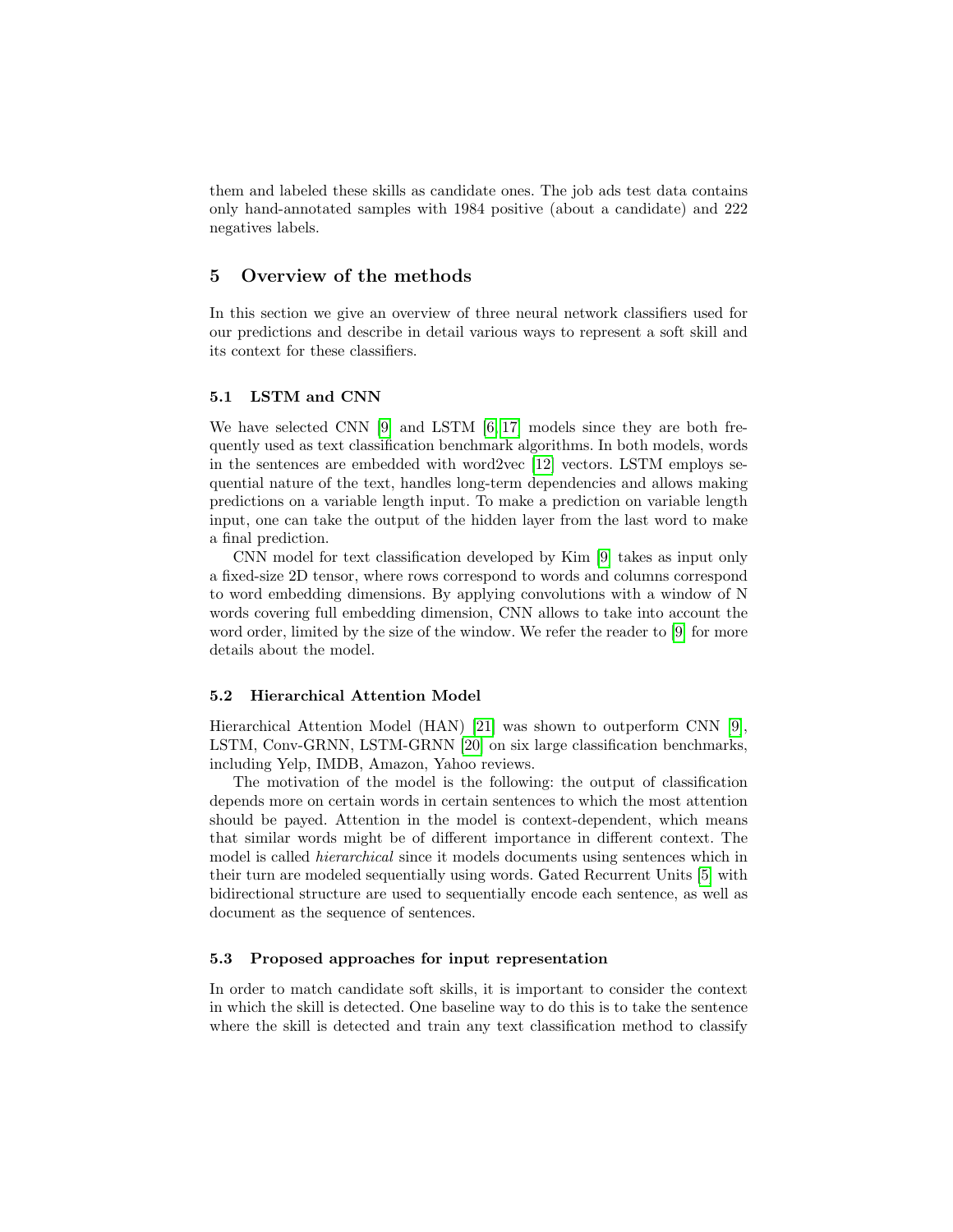them and labeled these skills as candidate ones. The job ads test data contains only hand-annotated samples with 1984 positive (about a candidate) and 222 negatives labels.

## 5 Overview of the methods

In this section we give an overview of three neural network classifiers used for our predictions and describe in detail various ways to represent a soft skill and its context for these classifiers.

### 5.1 LSTM and CNN

We have selected CNN [9] and LSTM [6,17] models since they are both frequently used as text classification benchmark algorithms. In both models, words in the sentences are embedded with word2vec [12] vectors. LSTM employs sequential nature of the text, handles long-term dependencies and allows making predictions on a variable length input. To make a prediction on variable length input, one can take the output of the hidden layer from the last word to make a final prediction.

CNN model for text classification developed by Kim [9] takes as input only a fixed-size 2D tensor, where rows correspond to words and columns correspond to word embedding dimensions. By applying convolutions with a window of N words covering full embedding dimension, CNN allows to take into account the word order, limited by the size of the window. We refer the reader to [9] for more details about the model.

### 5.2 Hierarchical Attention Model

Hierarchical Attention Model (HAN) [21] was shown to outperform CNN [9], LSTM, Conv-GRNN, LSTM-GRNN [20] on six large classification benchmarks, including Yelp, IMDB, Amazon, Yahoo reviews.

The motivation of the model is the following: the output of classification depends more on certain words in certain sentences to which the most attention should be payed. Attention in the model is context-dependent, which means that similar words might be of different importance in different context. The model is called *hierarchical* since it models documents using sentences which in their turn are modeled sequentially using words. Gated Recurrent Units [5] with bidirectional structure are used to sequentially encode each sentence, as well as document as the sequence of sentences.

### 5.3 Proposed approaches for input representation

In order to match candidate soft skills, it is important to consider the context in which the skill is detected. One baseline way to do this is to take the sentence where the skill is detected and train any text classification method to classify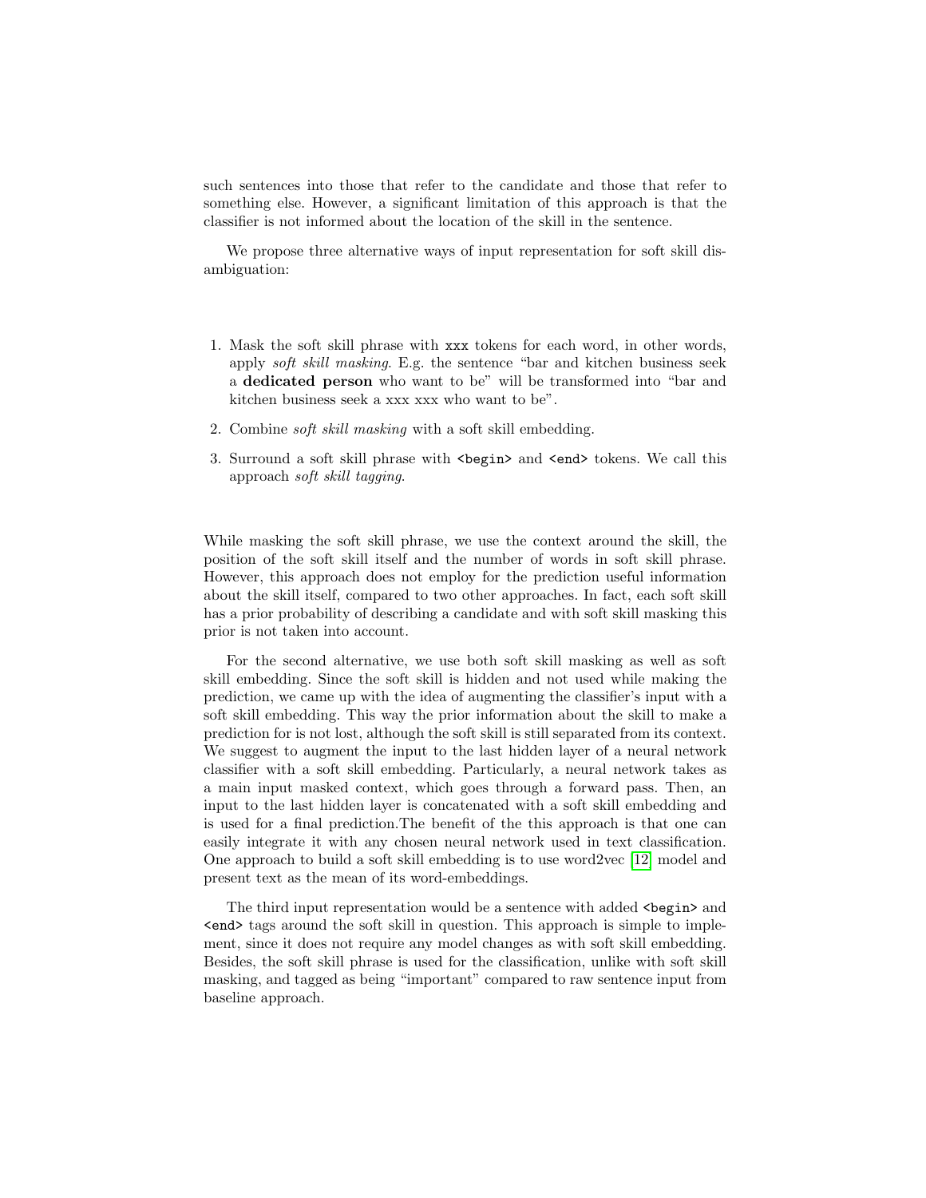such sentences into those that refer to the candidate and those that refer to something else. However, a significant limitation of this approach is that the classifier is not informed about the location of the skill in the sentence.

We propose three alternative ways of input representation for soft skill disambiguation:

1. Mask the soft skill phrase with `xxx` tokens for each word, in other words, apply *soft skill masking*. E.g. the sentence "bar and kitchen business seek a **dedicated person** who want to be" will be transformed into "bar and kitchen business seek a xxx xxx who want to be".
2. Combine *soft skill masking* with a soft skill embedding.
3. Surround a soft skill phrase with `<begin>` and `<end>` tokens. We call this approach *soft skill tagging*.

While masking the soft skill phrase, we use the context around the skill, the position of the soft skill itself and the number of words in soft skill phrase. However, this approach does not employ for the prediction useful information about the skill itself, compared to two other approaches. In fact, each soft skill has a prior probability of describing a candidate and with soft skill masking this prior is not taken into account.

For the second alternative, we use both soft skill masking as well as soft skill embedding. Since the soft skill is hidden and not used while making the prediction, we came up with the idea of augmenting the classifier's input with a soft skill embedding. This way the prior information about the skill to make a prediction for is not lost, although the soft skill is still separated from its context. We suggest to augment the input to the last hidden layer of a neural network classifier with a soft skill embedding. Particularly, a neural network takes as a main input masked context, which goes through a forward pass. Then, an input to the last hidden layer is concatenated with a soft skill embedding and is used for a final prediction.The benefit of the this approach is that one can easily integrate it with any chosen neural network used in text classification. One approach to build a soft skill embedding is to use word2vec [12] model and present text as the mean of its word-embeddings.

The third input representation would be a sentence with added `<begin>` and `<end>` tags around the soft skill in question. This approach is simple to implement, since it does not require any model changes as with soft skill embedding. Besides, the soft skill phrase is used for the classification, unlike with soft skill masking, and tagged as being "important" compared to raw sentence input from baseline approach.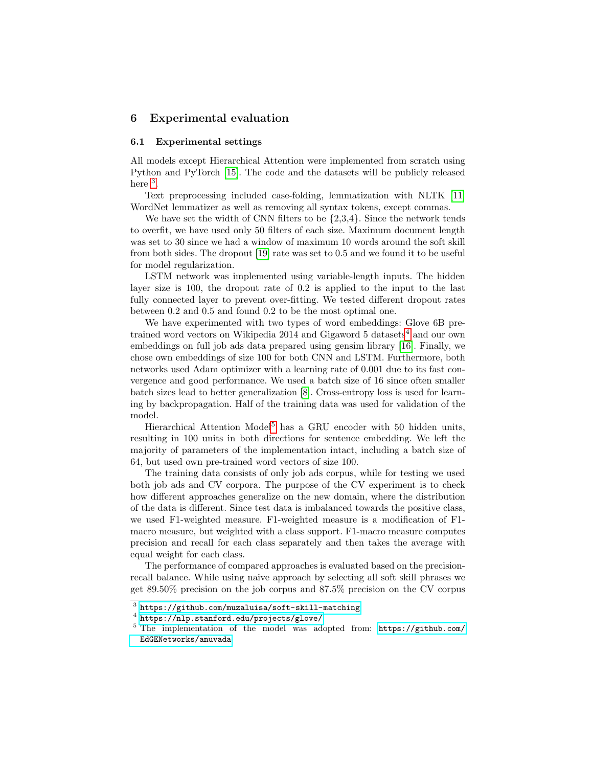## 6 Experimental evaluation

### 6.1 Experimental settings

All models except Hierarchical Attention were implemented from scratch using Python and PyTorch [15]. The code and the datasets will be publicly released here [3].

Text preprocessing included case-folding, lemmatization with NLTK [11] WordNet lemmatizer as well as removing all syntax tokens, except commas.

We have set the width of CNN filters to be {2,3,4}. Since the network tends to overfit, we have used only 50 filters of each size. Maximum document length was set to 30 since we had a window of maximum 10 words around the soft skill from both sides. The dropout [19] rate was set to 0.5 and we found it to be useful for model regularization.

LSTM network was implemented using variable-length inputs. The hidden layer size is 100, the dropout rate of 0.2 is applied to the input to the last fully connected layer to prevent over-fitting. We tested different dropout rates between 0.2 and 0.5 and found 0.2 to be the most optimal one.

We have experimented with two types of word embeddings: Glove 6B pre-trained word vectors on Wikipedia 2014 and Gigaword 5 datasets[4] and our own embeddings on full job ads data prepared using gensim library [16]. Finally, we chose own embeddings of size 100 for both CNN and LSTM. Furthermore, both networks used Adam optimizer with a learning rate of 0.001 due to its fast convergence and good performance. We used a batch size of 16 since often smaller batch sizes lead to better generalization [8]. Cross-entropy loss is used for learning by backpropagation. Half of the training data was used for validation of the model.

Hierarchical Attention Model[5] has a GRU encoder with 50 hidden units, resulting in 100 units in both directions for sentence embedding. We left the majority of parameters of the implementation intact, including a batch size of 64, but used own pre-trained word vectors of size 100.

The training data consists of only job ads corpus, while for testing we used both job ads and CV corpora. The purpose of the CV experiment is to check how different approaches generalize on the new domain, where the distribution of the data is different. Since test data is imbalanced towards the positive class, we used F1-weighted measure. F1-weighted measure is a modification of F1-macro measure, but weighted with a class support. F1-macro measure computes precision and recall for each class separately and then takes the average with equal weight for each class.

The performance of compared approaches is evaluated based on the precision-recall balance. While using naive approach by selecting all soft skill phrases we get 89.50% precision on the job corpus and 87.5% precision on the CV corpus

---

[3] https://github.com/muzaluisa/soft-skill-matching

[4] https://nlp.stanford.edu/projects/glove/

[5] The implementation of the model was adopted from: https://github.com/EdGENetworks/anuvada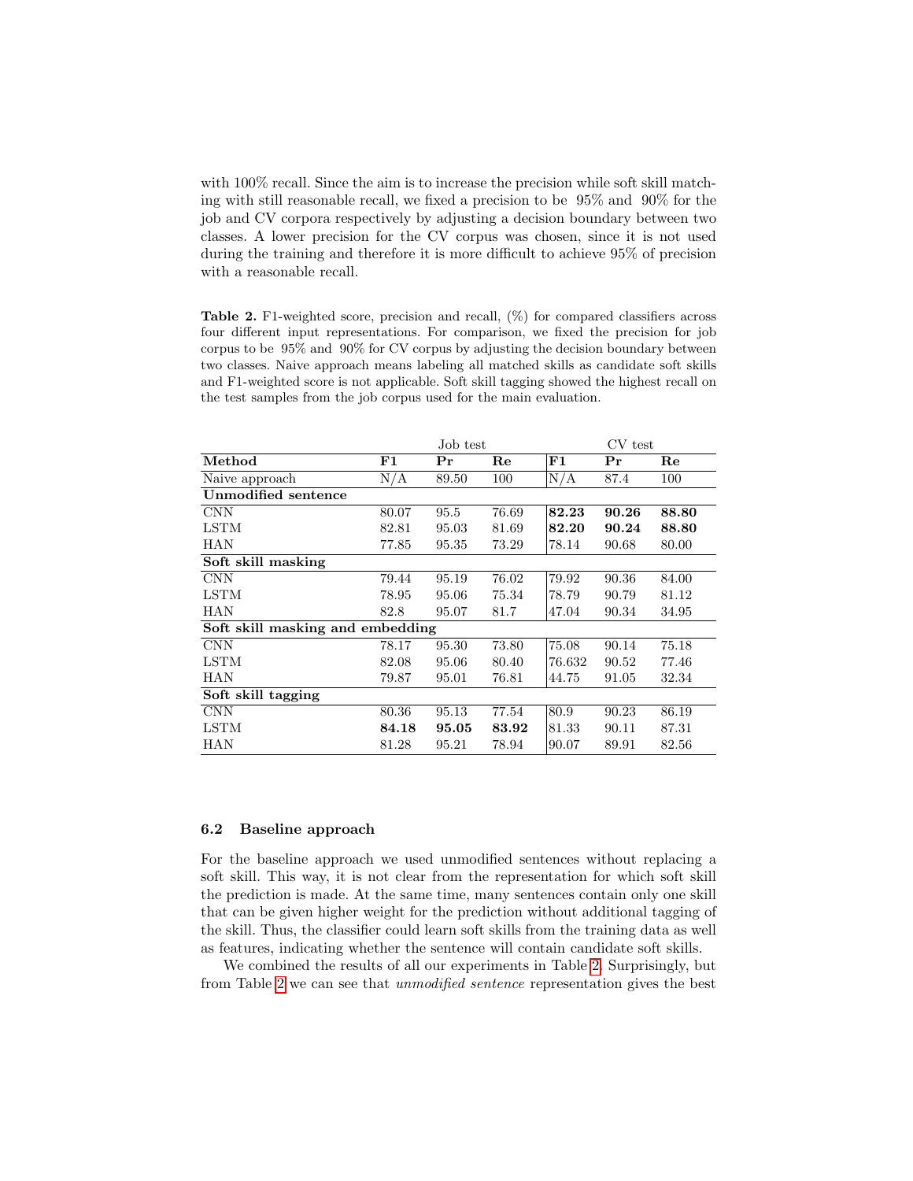with 100% recall. Since the aim is to increase the precision while soft skill matching with still reasonable recall, we fixed a precision to be 95% and 90% for the job and CV corpora respectively by adjusting a decision boundary between two classes. A lower precision for the CV corpus was chosen, since it is not used during the training and therefore it is more difficult to achieve 95% of precision with a reasonable recall.

**Table 2.** F1-weighted score, precision and recall, (%) for compared classifiers across four different input representations. For comparison, we fixed the precision for job corpus to be 95% and 90% for CV corpus by adjusting the decision boundary between two classes. Naive approach means labeling all matched skills as candidate soft skills and F1-weighted score is not applicable. Soft skill tagging showed the highest recall on the test samples from the job corpus used for the main evaluation.

| | Job test | | | CV test | | |
|---|---|---|---|---|---|---|
| **Method** | **F1** | **Pr** | **Re** | **F1** | **Pr** | **Re** |
| Naive approach | N/A | 89.50 | 100 | N/A | 87.4 | 100 |
| **Unmodified sentence** | | | | | | |
| CNN | 80.07 | 95.5 | 76.69 | **82.23** | **90.26** | **88.80** |
| LSTM | 82.81 | 95.03 | 81.69 | **82.20** | **90.24** | **88.80** |
| HAN | 77.85 | 95.35 | 73.29 | 78.14 | 90.68 | 80.00 |
| **Soft skill masking** | | | | | | |
| CNN | 79.44 | 95.19 | 76.02 | 79.92 | 90.36 | 84.00 |
| LSTM | 78.95 | 95.06 | 75.34 | 78.79 | 90.79 | 81.12 |
| HAN | 82.8 | 95.07 | 81.7 | 47.04 | 90.34 | 34.95 |
| **Soft skill masking and embedding** | | | | | | |
| CNN | 78.17 | 95.30 | 73.80 | 75.08 | 90.14 | 75.18 |
| LSTM | 82.08 | 95.06 | 80.40 | 76.632 | 90.52 | 77.46 |
| HAN | 79.87 | 95.01 | 76.81 | 44.75 | 91.05 | 32.34 |
| **Soft skill tagging** | | | | | | |
| CNN | 80.36 | 95.13 | 77.54 | 80.9 | 90.23 | 86.19 |
| LSTM | **84.18** | **95.05** | **83.92** | 81.33 | 90.11 | 87.31 |
| HAN | 81.28 | 95.21 | 78.94 | 90.07 | 89.91 | 82.56 |

### 6.2 Baseline approach

For the baseline approach we used unmodified sentences without replacing a soft skill. This way, it is not clear from the representation for which soft skill the prediction is made. At the same time, many sentences contain only one skill that can be given higher weight for the prediction without additional tagging of the skill. Thus, the classifier could learn soft skills from the training data as well as features, indicating whether the sentence will contain candidate soft skills.

We combined the results of all our experiments in Table 2. Surprisingly, but from Table 2 we can see that *unmodified sentence* representation gives the best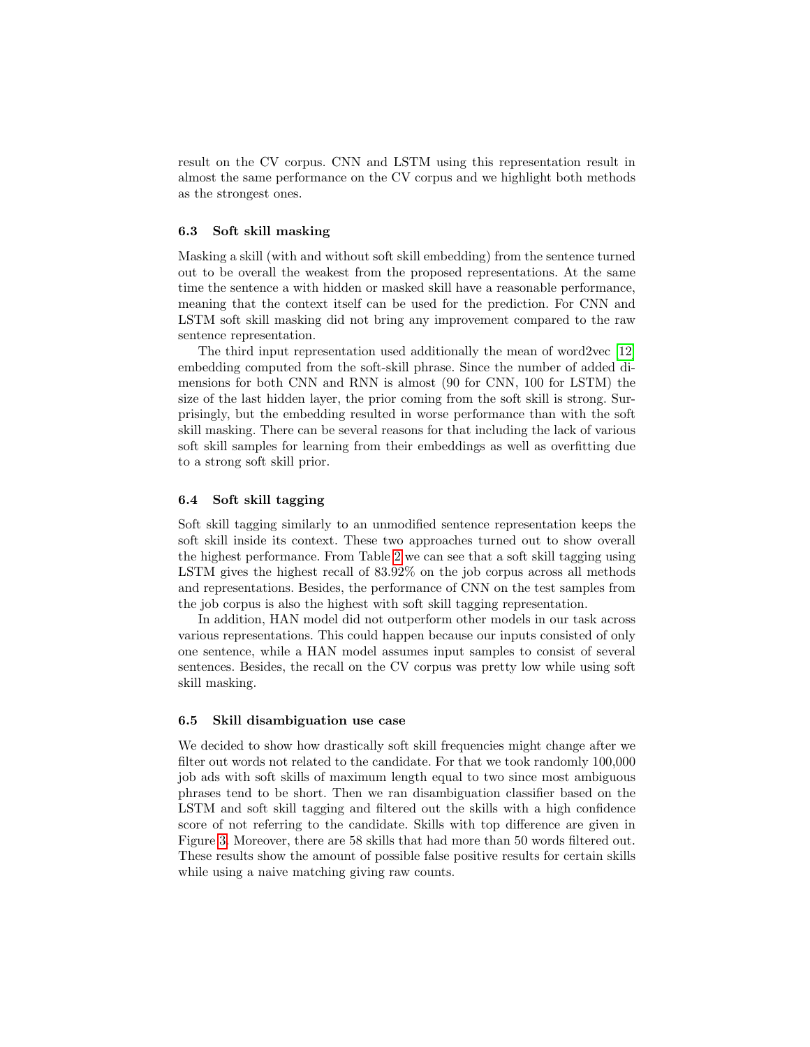result on the CV corpus. CNN and LSTM using this representation result in almost the same performance on the CV corpus and we highlight both methods as the strongest ones.

### 6.3 Soft skill masking

Masking a skill (with and without soft skill embedding) from the sentence turned out to be overall the weakest from the proposed representations. At the same time the sentence a with hidden or masked skill have a reasonable performance, meaning that the context itself can be used for the prediction. For CNN and LSTM soft skill masking did not bring any improvement compared to the raw sentence representation.

The third input representation used additionally the mean of word2vec [12] embedding computed from the soft-skill phrase. Since the number of added dimensions for both CNN and RNN is almost (90 for CNN, 100 for LSTM) the size of the last hidden layer, the prior coming from the soft skill is strong. Surprisingly, but the embedding resulted in worse performance than with the soft skill masking. There can be several reasons for that including the lack of various soft skill samples for learning from their embeddings as well as overfitting due to a strong soft skill prior.

### 6.4 Soft skill tagging

Soft skill tagging similarly to an unmodified sentence representation keeps the soft skill inside its context. These two approaches turned out to show overall the highest performance. From Table 2 we can see that a soft skill tagging using LSTM gives the highest recall of 83.92% on the job corpus across all methods and representations. Besides, the performance of CNN on the test samples from the job corpus is also the highest with soft skill tagging representation.

In addition, HAN model did not outperform other models in our task across various representations. This could happen because our inputs consisted of only one sentence, while a HAN model assumes input samples to consist of several sentences. Besides, the recall on the CV corpus was pretty low while using soft skill masking.

### 6.5 Skill disambiguation use case

We decided to show how drastically soft skill frequencies might change after we filter out words not related to the candidate. For that we took randomly 100,000 job ads with soft skills of maximum length equal to two since most ambiguous phrases tend to be short. Then we ran disambiguation classifier based on the LSTM and soft skill tagging and filtered out the skills with a high confidence score of not referring to the candidate. Skills with top difference are given in Figure 3. Moreover, there are 58 skills that had more than 50 words filtered out. These results show the amount of possible false positive results for certain skills while using a naive matching giving raw counts.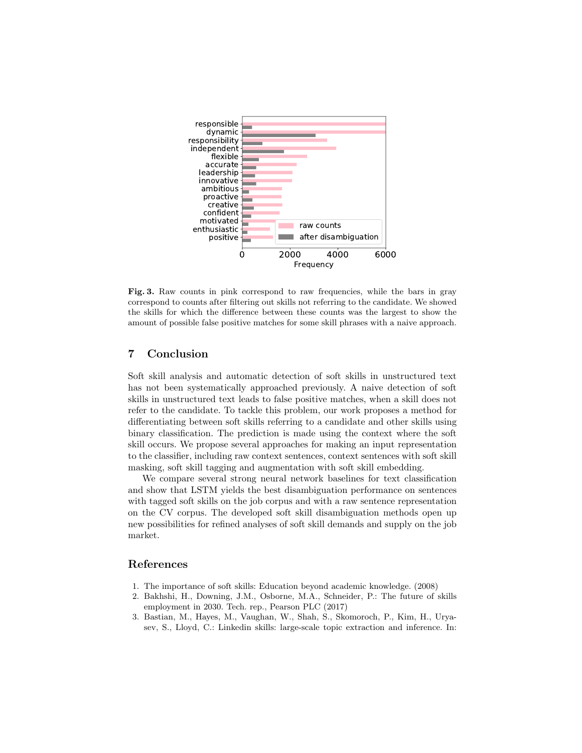**Fig. 3.** Raw counts in pink correspond to raw frequencies, while the bars in gray correspond to counts after filtering out skills not referring to the candidate. We showed the skills for which the difference between these counts was the largest to show the amount of possible false positive matches for some skill phrases with a naive approach.

## 7 Conclusion

Soft skill analysis and automatic detection of soft skills in unstructured text has not been systematically approached previously. A naive detection of soft skills in unstructured text leads to false positive matches, when a skill does not refer to the candidate. To tackle this problem, our work proposes a method for differentiating between soft skills referring to a candidate and other skills using binary classification. The prediction is made using the context where the soft skill occurs. We propose several approaches for making an input representation to the classifier, including raw context sentences, context sentences with soft skill masking, soft skill tagging and augmentation with soft skill embedding.

We compare several strong neural network baselines for text classification and show that LSTM yields the best disambiguation performance on sentences with tagged soft skills on the job corpus and with a raw sentence representation on the CV corpus. The developed soft skill disambiguation methods open up new possibilities for refined analyses of soft skill demands and supply on the job market.

## References

1. The importance of soft skills: Education beyond academic knowledge. (2008)
2. Bakhshi, H., Downing, J.M., Osborne, M.A., Schneider, P.: The future of skills employment in 2030. Tech. rep., Pearson PLC (2017)
3. Bastian, M., Hayes, M., Vaughan, W., Shah, S., Skomoroch, P., Kim, H., Uryasev, S., Lloyd, C.: Linkedin skills: large-scale topic extraction and inference. In: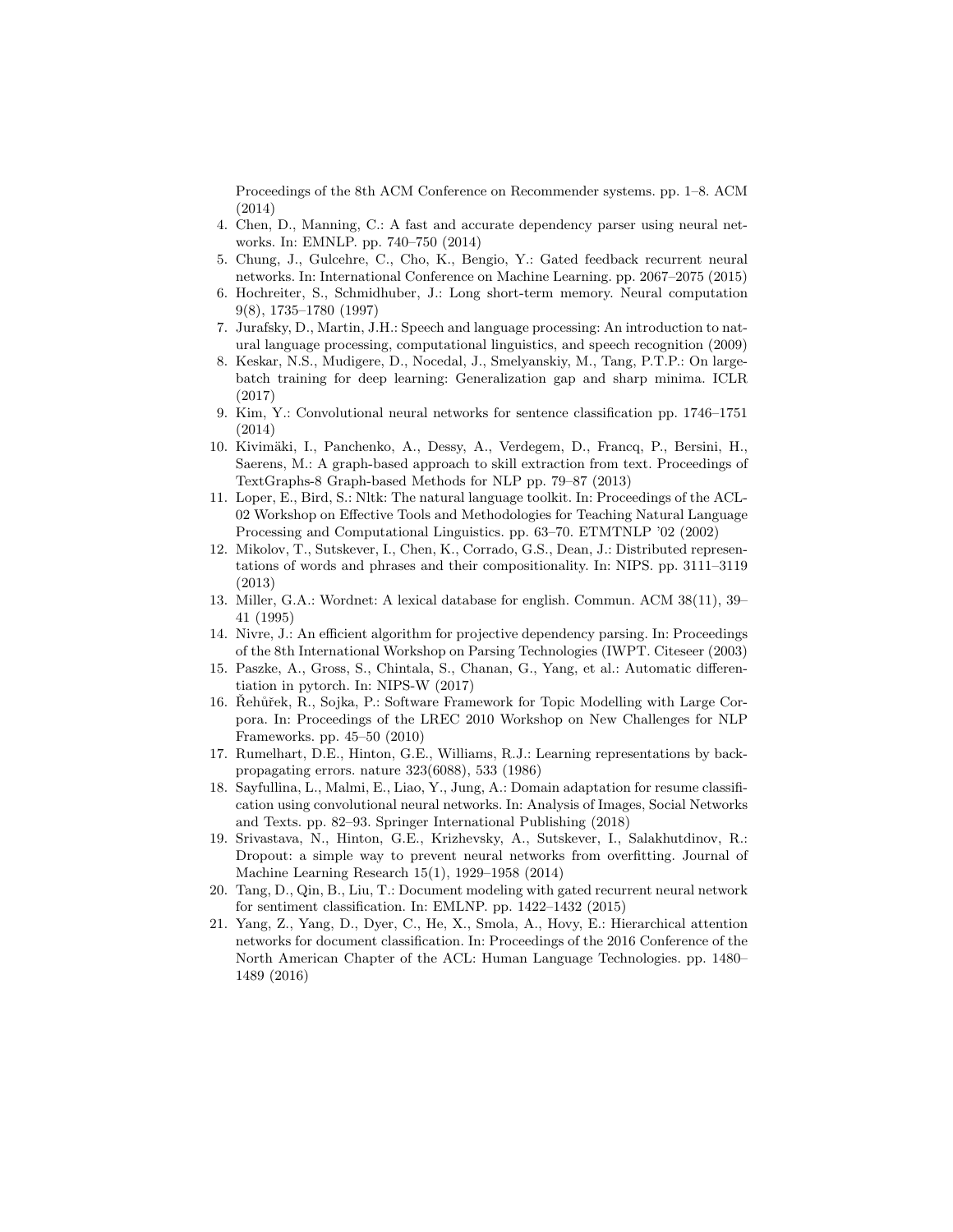Proceedings of the 8th ACM Conference on Recommender systems. pp. 1–8. ACM (2014)

4. Chen, D., Manning, C.: A fast and accurate dependency parser using neural networks. In: EMNLP. pp. 740–750 (2014)
5. Chung, J., Gulcehre, C., Cho, K., Bengio, Y.: Gated feedback recurrent neural networks. In: International Conference on Machine Learning. pp. 2067–2075 (2015)
6. Hochreiter, S., Schmidhuber, J.: Long short-term memory. Neural computation 9(8), 1735–1780 (1997)
7. Jurafsky, D., Martin, J.H.: Speech and language processing: An introduction to natural language processing, computational linguistics, and speech recognition (2009)
8. Keskar, N.S., Mudigere, D., Nocedal, J., Smelyanskiy, M., Tang, P.T.P.: On large-batch training for deep learning: Generalization gap and sharp minima. ICLR (2017)
9. Kim, Y.: Convolutional neural networks for sentence classification pp. 1746–1751 (2014)
10. Kivimäki, I., Panchenko, A., Dessy, A., Verdegem, D., Francq, P., Bersini, H., Saerens, M.: A graph-based approach to skill extraction from text. Proceedings of TextGraphs-8 Graph-based Methods for NLP pp. 79–87 (2013)
11. Loper, E., Bird, S.: Nltk: The natural language toolkit. In: Proceedings of the ACL-02 Workshop on Effective Tools and Methodologies for Teaching Natural Language Processing and Computational Linguistics. pp. 63–70. ETMTNLP '02 (2002)
12. Mikolov, T., Sutskever, I., Chen, K., Corrado, G.S., Dean, J.: Distributed representations of words and phrases and their compositionality. In: NIPS. pp. 3111–3119 (2013)
13. Miller, G.A.: Wordnet: A lexical database for english. Commun. ACM 38(11), 39–41 (1995)
14. Nivre, J.: An efficient algorithm for projective dependency parsing. In: Proceedings of the 8th International Workshop on Parsing Technologies (IWPT. Citeseer (2003)
15. Paszke, A., Gross, S., Chintala, S., Chanan, G., Yang, et al.: Automatic differentiation in pytorch. In: NIPS-W (2017)
16. Řehůřek, R., Sojka, P.: Software Framework for Topic Modelling with Large Corpora. In: Proceedings of the LREC 2010 Workshop on New Challenges for NLP Frameworks. pp. 45–50 (2010)
17. Rumelhart, D.E., Hinton, G.E., Williams, R.J.: Learning representations by back-propagating errors. nature 323(6088), 533 (1986)
18. Sayfullina, L., Malmi, E., Liao, Y., Jung, A.: Domain adaptation for resume classification using convolutional neural networks. In: Analysis of Images, Social Networks and Texts. pp. 82–93. Springer International Publishing (2018)
19. Srivastava, N., Hinton, G.E., Krizhevsky, A., Sutskever, I., Salakhutdinov, R.: Dropout: a simple way to prevent neural networks from overfitting. Journal of Machine Learning Research 15(1), 1929–1958 (2014)
20. Tang, D., Qin, B., Liu, T.: Document modeling with gated recurrent neural network for sentiment classification. In: EMLNP. pp. 1422–1432 (2015)
21. Yang, Z., Yang, D., Dyer, C., He, X., Smola, A., Hovy, E.: Hierarchical attention networks for document classification. In: Proceedings of the 2016 Conference of the North American Chapter of the ACL: Human Language Technologies. pp. 1480–1489 (2016)